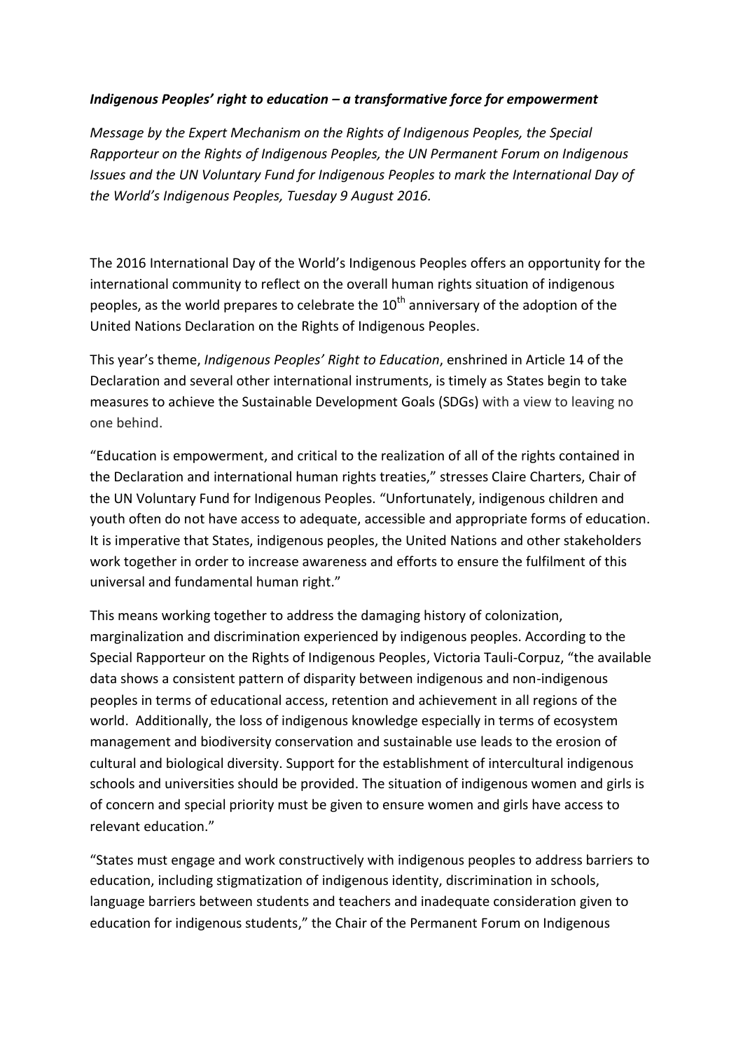***Indigenous Peoples' right to education – a transformative force for empowerment***

*Message by the Expert Mechanism on the Rights of Indigenous Peoples, the Special Rapporteur on the Rights of Indigenous Peoples, the UN Permanent Forum on Indigenous Issues and the UN Voluntary Fund for Indigenous Peoples to mark the International Day of the World's Indigenous Peoples, Tuesday 9 August 2016.*

The 2016 International Day of the World's Indigenous Peoples offers an opportunity for the international community to reflect on the overall human rights situation of indigenous peoples, as the world prepares to celebrate the 10th anniversary of the adoption of the United Nations Declaration on the Rights of Indigenous Peoples.

This year's theme, *Indigenous Peoples' Right to Education*, enshrined in Article 14 of the Declaration and several other international instruments, is timely as States begin to take measures to achieve the Sustainable Development Goals (SDGs) with a view to leaving no one behind.

"Education is empowerment, and critical to the realization of all of the rights contained in the Declaration and international human rights treaties," stresses Claire Charters, Chair of the UN Voluntary Fund for Indigenous Peoples. "Unfortunately, indigenous children and youth often do not have access to adequate, accessible and appropriate forms of education. It is imperative that States, indigenous peoples, the United Nations and other stakeholders work together in order to increase awareness and efforts to ensure the fulfilment of this universal and fundamental human right."

This means working together to address the damaging history of colonization, marginalization and discrimination experienced by indigenous peoples. According to the Special Rapporteur on the Rights of Indigenous Peoples, Victoria Tauli-Corpuz, "the available data shows a consistent pattern of disparity between indigenous and non-indigenous peoples in terms of educational access, retention and achievement in all regions of the world. Additionally, the loss of indigenous knowledge especially in terms of ecosystem management and biodiversity conservation and sustainable use leads to the erosion of cultural and biological diversity. Support for the establishment of intercultural indigenous schools and universities should be provided. The situation of indigenous women and girls is of concern and special priority must be given to ensure women and girls have access to relevant education."

"States must engage and work constructively with indigenous peoples to address barriers to education, including stigmatization of indigenous identity, discrimination in schools, language barriers between students and teachers and inadequate consideration given to education for indigenous students," the Chair of the Permanent Forum on Indigenous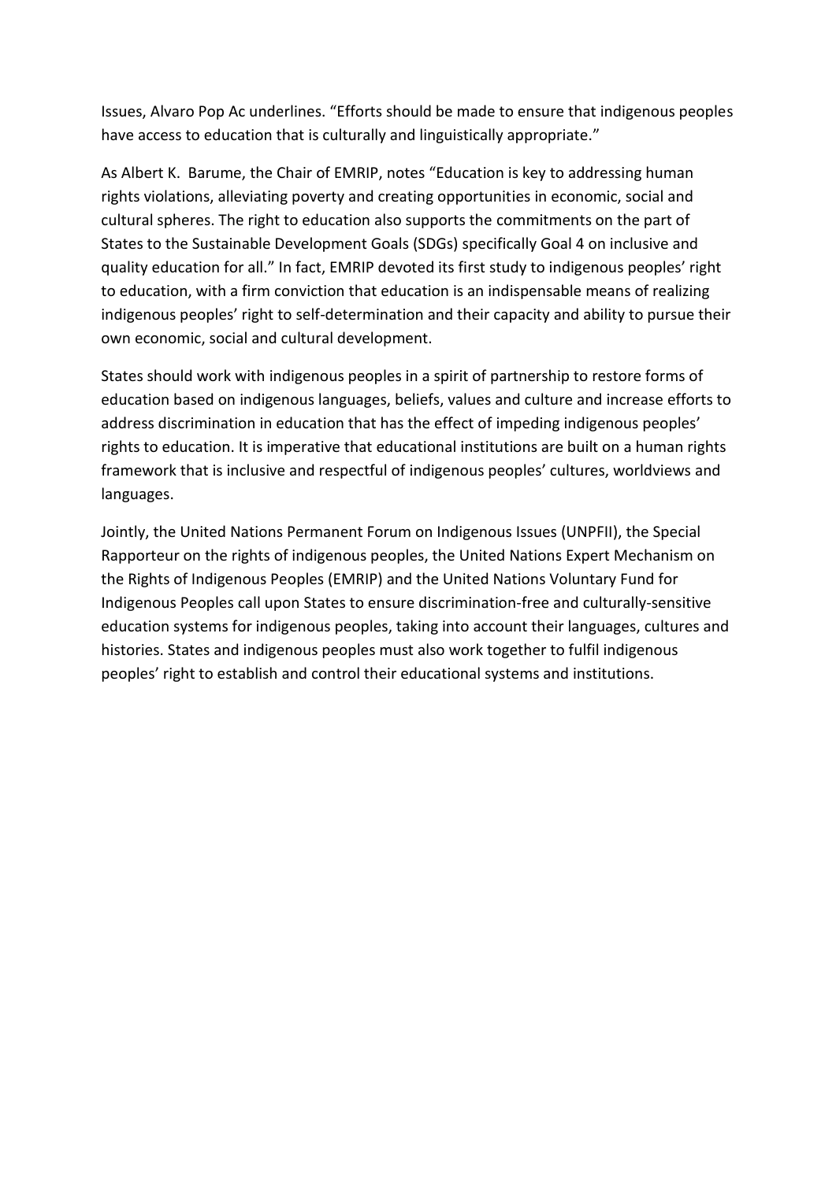Issues, Alvaro Pop Ac underlines. “Efforts should be made to ensure that indigenous peoples have access to education that is culturally and linguistically appropriate.”

As Albert K. Barume, the Chair of EMRIP, notes “Education is key to addressing human rights violations, alleviating poverty and creating opportunities in economic, social and cultural spheres. The right to education also supports the commitments on the part of States to the Sustainable Development Goals (SDGs) specifically Goal 4 on inclusive and quality education for all.” In fact, EMRIP devoted its first study to indigenous peoples’ right to education, with a firm conviction that education is an indispensable means of realizing indigenous peoples’ right to self-determination and their capacity and ability to pursue their own economic, social and cultural development.

States should work with indigenous peoples in a spirit of partnership to restore forms of education based on indigenous languages, beliefs, values and culture and increase efforts to address discrimination in education that has the effect of impeding indigenous peoples’ rights to education. It is imperative that educational institutions are built on a human rights framework that is inclusive and respectful of indigenous peoples’ cultures, worldviews and languages.

Jointly, the United Nations Permanent Forum on Indigenous Issues (UNPFII), the Special Rapporteur on the rights of indigenous peoples, the United Nations Expert Mechanism on the Rights of Indigenous Peoples (EMRIP) and the United Nations Voluntary Fund for Indigenous Peoples call upon States to ensure discrimination-free and culturally-sensitive education systems for indigenous peoples, taking into account their languages, cultures and histories. States and indigenous peoples must also work together to fulfil indigenous peoples’ right to establish and control their educational systems and institutions.